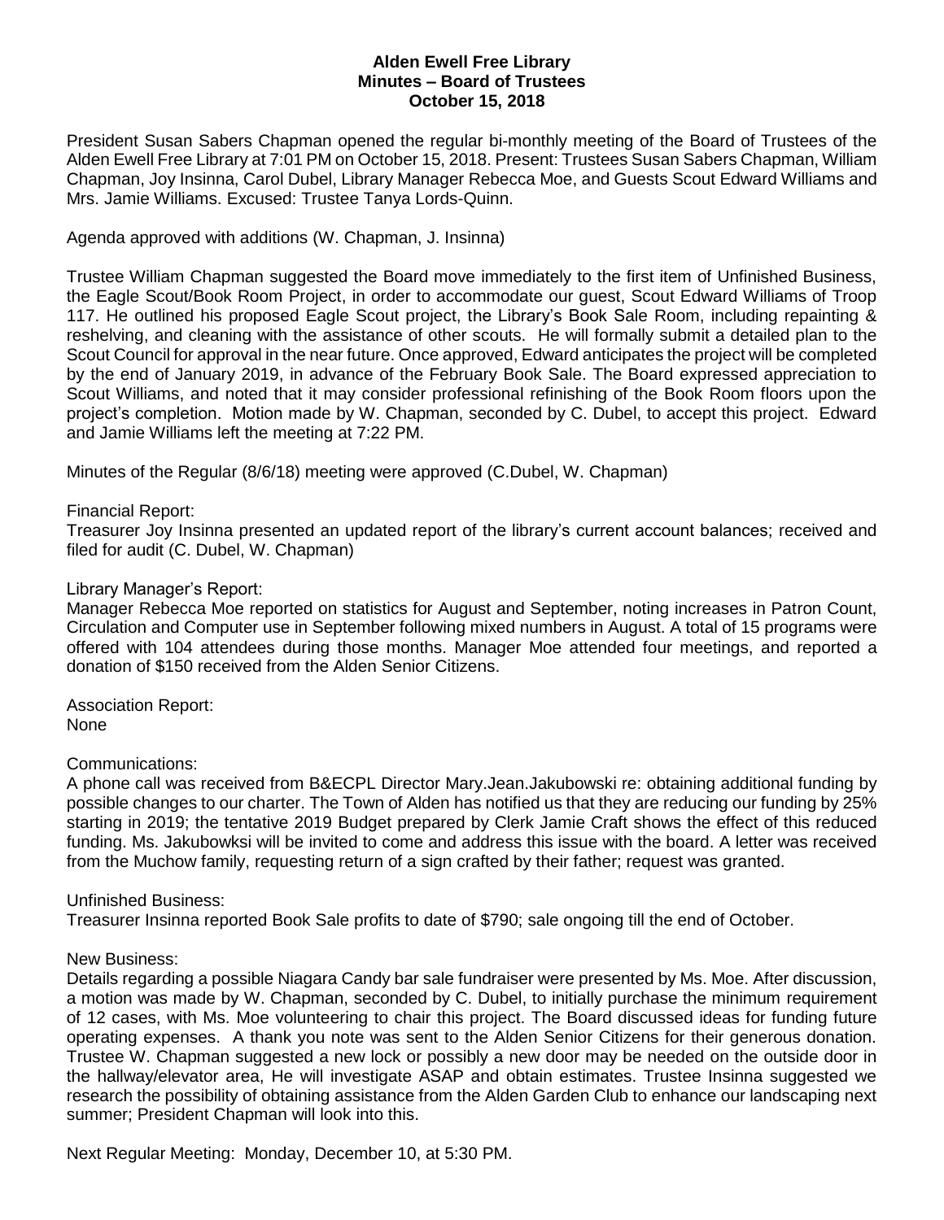**Alden Ewell Free Library**
**Minutes – Board of Trustees**
**October 15, 2018**

President Susan Sabers Chapman opened the regular bi-monthly meeting of the Board of Trustees of the Alden Ewell Free Library at 7:01 PM on October 15, 2018. Present: Trustees Susan Sabers Chapman, William Chapman, Joy Insinna, Carol Dubel, Library Manager Rebecca Moe, and Guests Scout Edward Williams and Mrs. Jamie Williams. Excused: Trustee Tanya Lords-Quinn.

Agenda approved with additions (W. Chapman, J. Insinna)

Trustee William Chapman suggested the Board move immediately to the first item of Unfinished Business, the Eagle Scout/Book Room Project, in order to accommodate our guest, Scout Edward Williams of Troop 117. He outlined his proposed Eagle Scout project, the Library's Book Sale Room, including repainting & reshelving, and cleaning with the assistance of other scouts. He will formally submit a detailed plan to the Scout Council for approval in the near future. Once approved, Edward anticipates the project will be completed by the end of January 2019, in advance of the February Book Sale. The Board expressed appreciation to Scout Williams, and noted that it may consider professional refinishing of the Book Room floors upon the project's completion. Motion made by W. Chapman, seconded by C. Dubel, to accept this project. Edward and Jamie Williams left the meeting at 7:22 PM.

Minutes of the Regular (8/6/18) meeting were approved (C.Dubel, W. Chapman)

Financial Report:
Treasurer Joy Insinna presented an updated report of the library's current account balances; received and filed for audit (C. Dubel, W. Chapman)

Library Manager's Report:
Manager Rebecca Moe reported on statistics for August and September, noting increases in Patron Count, Circulation and Computer use in September following mixed numbers in August. A total of 15 programs were offered with 104 attendees during those months. Manager Moe attended four meetings, and reported a donation of $150 received from the Alden Senior Citizens.

Association Report:
None

Communications:
A phone call was received from B&ECPL Director Mary.Jean.Jakubowski re: obtaining additional funding by possible changes to our charter. The Town of Alden has notified us that they are reducing our funding by 25% starting in 2019; the tentative 2019 Budget prepared by Clerk Jamie Craft shows the effect of this reduced funding. Ms. Jakubowksi will be invited to come and address this issue with the board. A letter was received from the Muchow family, requesting return of a sign crafted by their father; request was granted.

Unfinished Business:
Treasurer Insinna reported Book Sale profits to date of $790; sale ongoing till the end of October.

New Business:
Details regarding a possible Niagara Candy bar sale fundraiser were presented by Ms. Moe. After discussion, a motion was made by W. Chapman, seconded by C. Dubel, to initially purchase the minimum requirement of 12 cases, with Ms. Moe volunteering to chair this project. The Board discussed ideas for funding future operating expenses. A thank you note was sent to the Alden Senior Citizens for their generous donation. Trustee W. Chapman suggested a new lock or possibly a new door may be needed on the outside door in the hallway/elevator area, He will investigate ASAP and obtain estimates. Trustee Insinna suggested we research the possibility of obtaining assistance from the Alden Garden Club to enhance our landscaping next summer; President Chapman will look into this.

Next Regular Meeting: Monday, December 10, at 5:30 PM.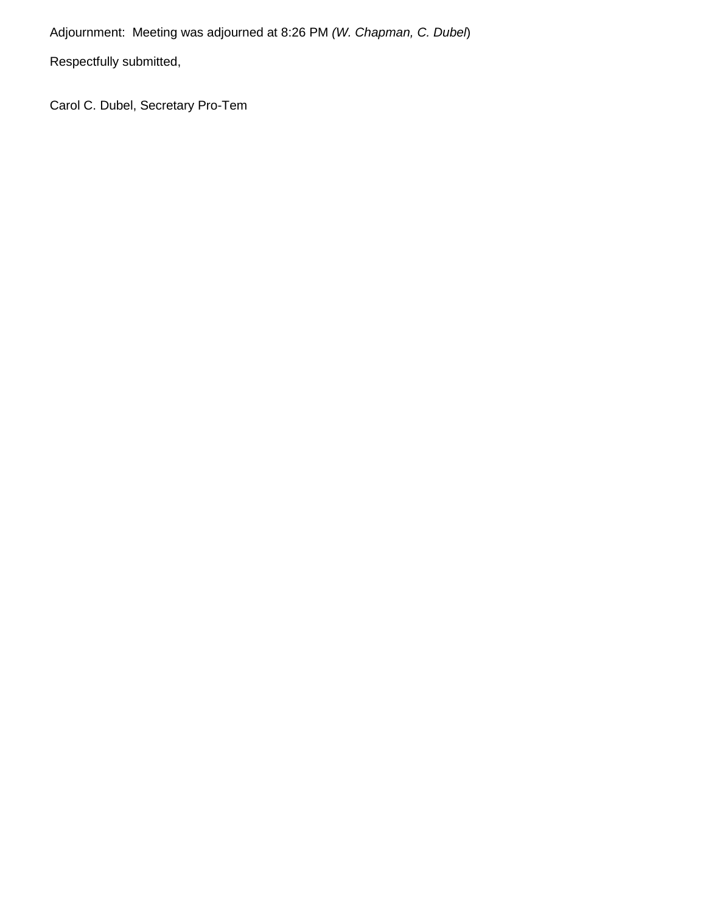Adjournment:  Meeting was adjourned at 8:26 PM *(W. Chapman, C. Dubel*)

Respectfully submitted,

Carol C. Dubel, Secretary Pro-Tem